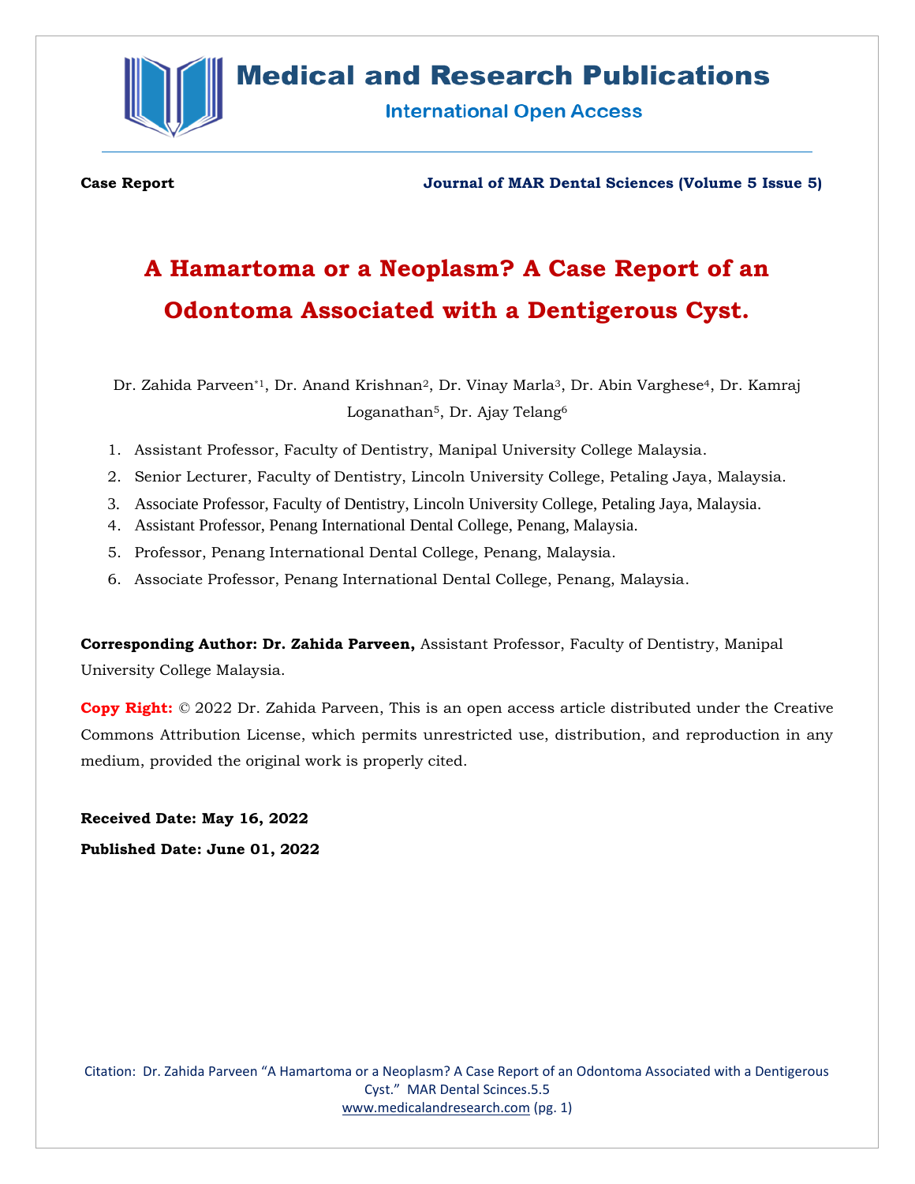**Case Report**

**Journal of MAR Dental Sciences (Volume 5 Issue 5)**

# A Hamartoma or a Neoplasm? A Case Report of an Odontoma Associated with a Dentigerous Cyst.

Dr. Zahida Parveen*[1], Dr. Anand Krishnan[2], Dr. Vinay Marla[3], Dr. Abin Varghese[4], Dr. Kamraj Loganathan[5], Dr. Ajay Telang[6]

1. Assistant Professor, Faculty of Dentistry, Manipal University College Malaysia.
2. Senior Lecturer, Faculty of Dentistry, Lincoln University College, Petaling Jaya, Malaysia.
3. Associate Professor, Faculty of Dentistry, Lincoln University College, Petaling Jaya, Malaysia.
4. Assistant Professor, Penang International Dental College, Penang, Malaysia.
5. Professor, Penang International Dental College, Penang, Malaysia.
6. Associate Professor, Penang International Dental College, Penang, Malaysia.

**Corresponding Author: Dr. Zahida Parveen,** Assistant Professor, Faculty of Dentistry, Manipal University College Malaysia.

**Copy Right:** © 2022 Dr. Zahida Parveen, This is an open access article distributed under the Creative Commons Attribution License, which permits unrestricted use, distribution, and reproduction in any medium, provided the original work is properly cited.

**Received Date: May 16, 2022**

**Published Date: June 01, 2022**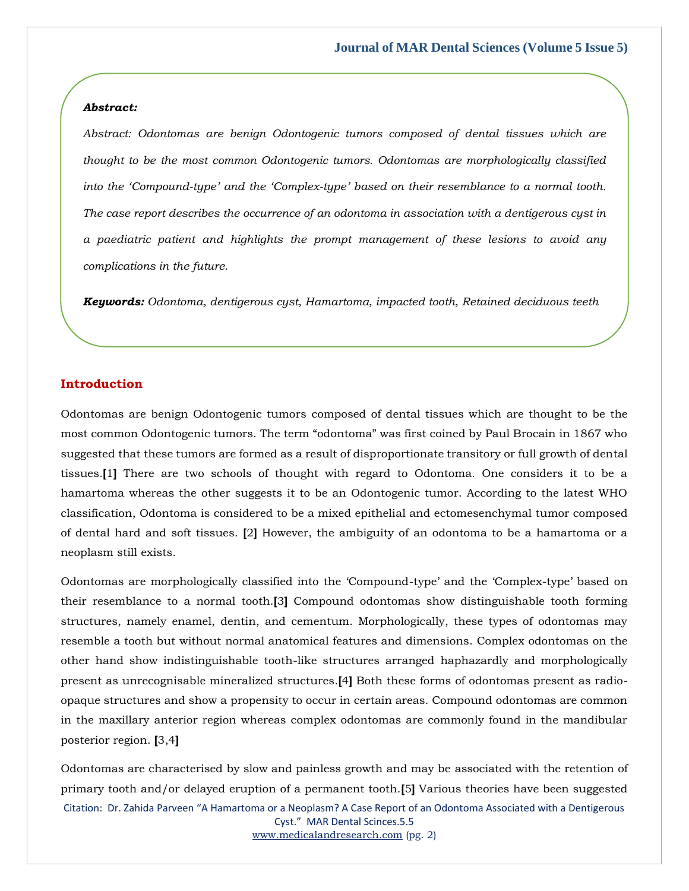**Abstract:**

*Abstract: Odontomas are benign Odontogenic tumors composed of dental tissues which are thought to be the most common Odontogenic tumors. Odontomas are morphologically classified into the 'Compound-type' and the 'Complex-type' based on their resemblance to a normal tooth. The case report describes the occurrence of an odontoma in association with a dentigerous cyst in a paediatric patient and highlights the prompt management of these lesions to avoid any complications in the future.*

***Keywords:*** *Odontoma, dentigerous cyst, Hamartoma, impacted tooth, Retained deciduous teeth*

## Introduction

Odontomas are benign Odontogenic tumors composed of dental tissues which are thought to be the most common Odontogenic tumors. The term "odontoma" was first coined by Paul Brocain in 1867 who suggested that these tumors are formed as a result of disproportionate transitory or full growth of dental tissues.[1] There are two schools of thought with regard to Odontoma. One considers it to be a hamartoma whereas the other suggests it to be an Odontogenic tumor. According to the latest WHO classification, Odontoma is considered to be a mixed epithelial and ectomesenchymal tumor composed of dental hard and soft tissues. [2] However, the ambiguity of an odontoma to be a hamartoma or a neoplasm still exists.

Odontomas are morphologically classified into the 'Compound-type' and the 'Complex-type' based on their resemblance to a normal tooth.[3] Compound odontomas show distinguishable tooth forming structures, namely enamel, dentin, and cementum. Morphologically, these types of odontomas may resemble a tooth but without normal anatomical features and dimensions. Complex odontomas on the other hand show indistinguishable tooth-like structures arranged haphazardly and morphologically present as unrecognisable mineralized structures.[4] Both these forms of odontomas present as radio-opaque structures and show a propensity to occur in certain areas. Compound odontomas are common in the maxillary anterior region whereas complex odontomas are commonly found in the mandibular posterior region. [3,4]

Odontomas are characterised by slow and painless growth and may be associated with the retention of primary tooth and/or delayed eruption of a permanent tooth.[5] Various theories have been suggested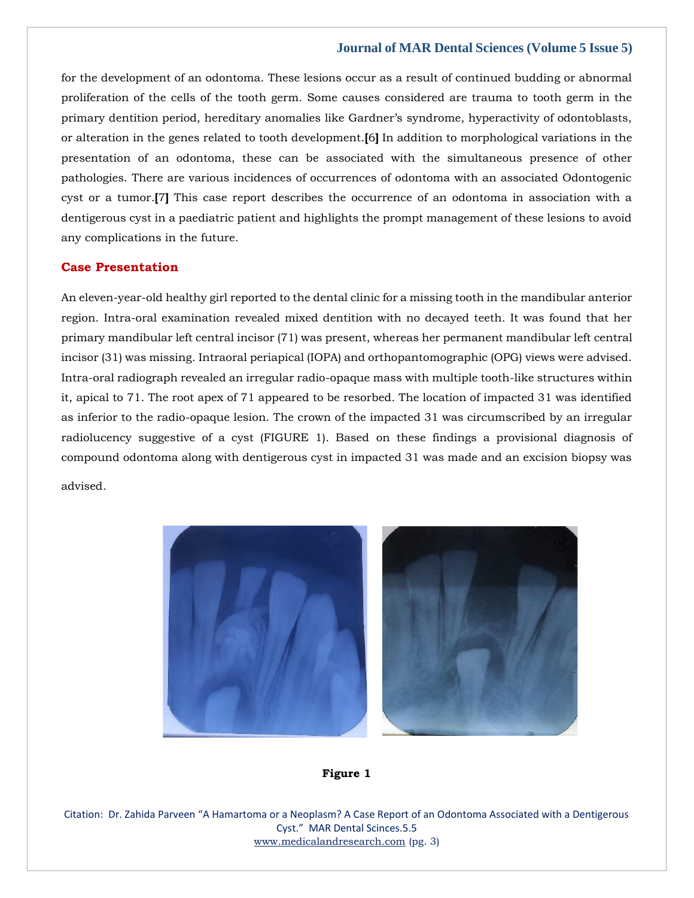for the development of an odontoma. These lesions occur as a result of continued budding or abnormal proliferation of the cells of the tooth germ. Some causes considered are trauma to tooth germ in the primary dentition period, hereditary anomalies like Gardner's syndrome, hyperactivity of odontoblasts, or alteration in the genes related to tooth development.**[6]** In addition to morphological variations in the presentation of an odontoma, these can be associated with the simultaneous presence of other pathologies. There are various incidences of occurrences of odontoma with an associated Odontogenic cyst or a tumor.**[7]** This case report describes the occurrence of an odontoma in association with a dentigerous cyst in a paediatric patient and highlights the prompt management of these lesions to avoid any complications in the future.

## Case Presentation

An eleven-year-old healthy girl reported to the dental clinic for a missing tooth in the mandibular anterior region. Intra-oral examination revealed mixed dentition with no decayed teeth. It was found that her primary mandibular left central incisor (71) was present, whereas her permanent mandibular left central incisor (31) was missing. Intraoral periapical (IOPA) and orthopantomographic (OPG) views were advised. Intra-oral radiograph revealed an irregular radio-opaque mass with multiple tooth-like structures within it, apical to 71. The root apex of 71 appeared to be resorbed. The location of impacted 31 was identified as inferior to the radio-opaque lesion. The crown of the impacted 31 was circumscribed by an irregular radiolucency suggestive of a cyst (FIGURE 1). Based on these findings a provisional diagnosis of compound odontoma along with dentigerous cyst in impacted 31 was made and an excision biopsy was advised.

**Figure 1**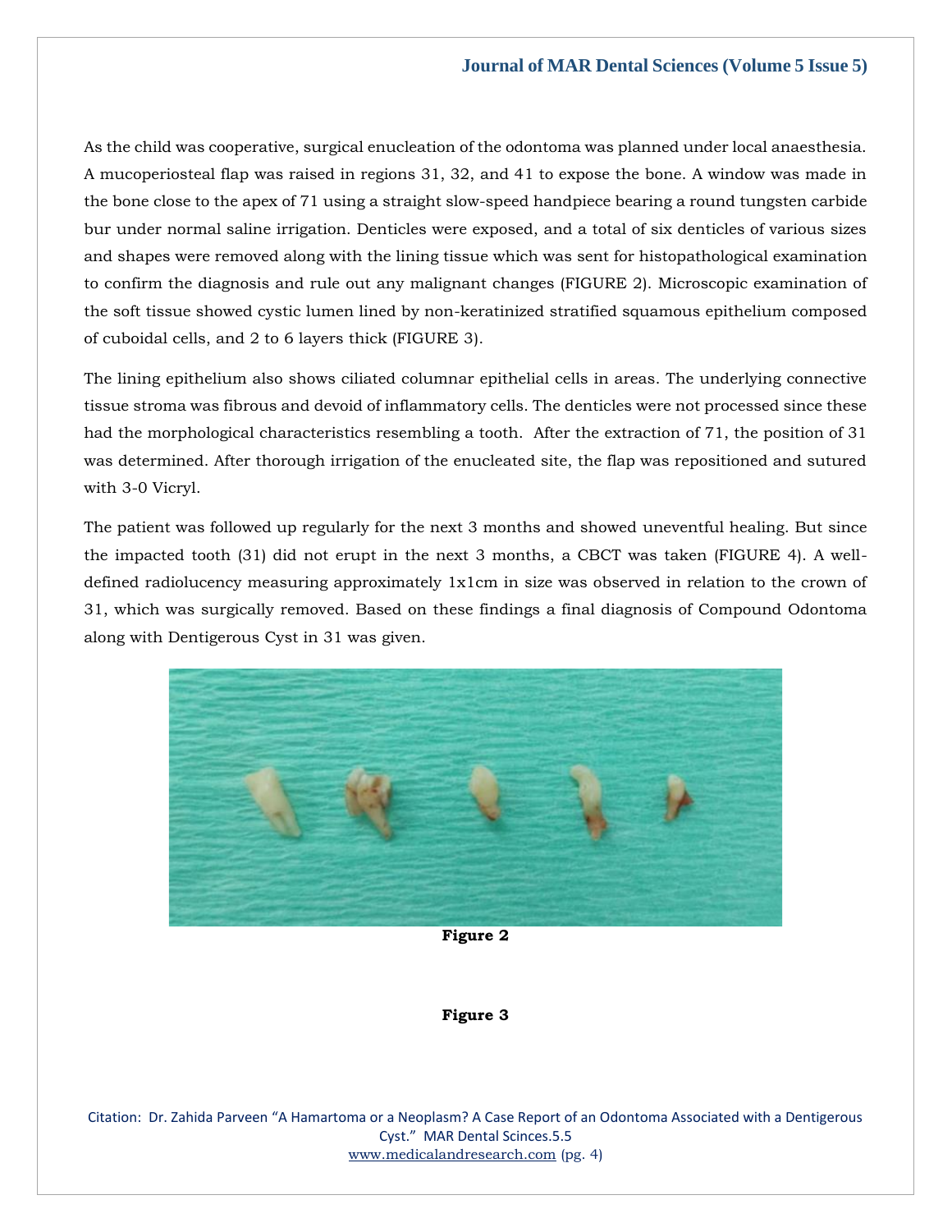As the child was cooperative, surgical enucleation of the odontoma was planned under local anaesthesia. A mucoperiosteal flap was raised in regions 31, 32, and 41 to expose the bone. A window was made in the bone close to the apex of 71 using a straight slow-speed handpiece bearing a round tungsten carbide bur under normal saline irrigation. Denticles were exposed, and a total of six denticles of various sizes and shapes were removed along with the lining tissue which was sent for histopathological examination to confirm the diagnosis and rule out any malignant changes (FIGURE 2). Microscopic examination of the soft tissue showed cystic lumen lined by non-keratinized stratified squamous epithelium composed of cuboidal cells, and 2 to 6 layers thick (FIGURE 3).

The lining epithelium also shows ciliated columnar epithelial cells in areas. The underlying connective tissue stroma was fibrous and devoid of inflammatory cells. The denticles were not processed since these had the morphological characteristics resembling a tooth. After the extraction of 71, the position of 31 was determined. After thorough irrigation of the enucleated site, the flap was repositioned and sutured with 3-0 Vicryl.

The patient was followed up regularly for the next 3 months and showed uneventful healing. But since the impacted tooth (31) did not erupt in the next 3 months, a CBCT was taken (FIGURE 4). A well-defined radiolucency measuring approximately 1x1cm in size was observed in relation to the crown of 31, which was surgically removed. Based on these findings a final diagnosis of Compound Odontoma along with Dentigerous Cyst in 31 was given.

**Figure 2**

**Figure 3**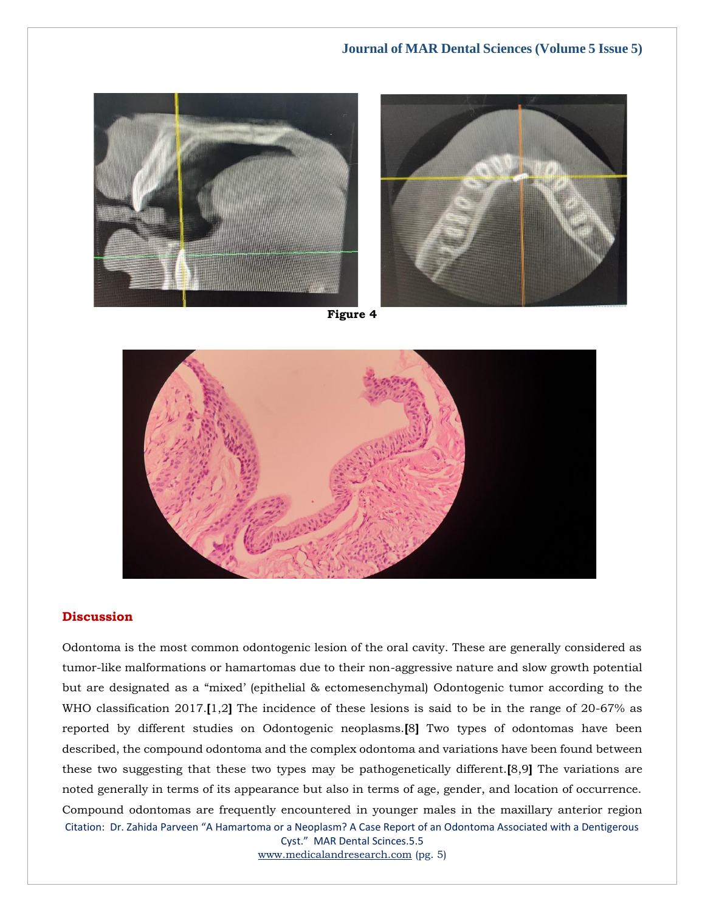Figure 4

## Discussion

Odontoma is the most common odontogenic lesion of the oral cavity. These are generally considered as tumor-like malformations or hamartomas due to their non-aggressive nature and slow growth potential but are designated as a "mixed' (epithelial & ectomesenchymal) Odontogenic tumor according to the WHO classification 2017.[1,2] The incidence of these lesions is said to be in the range of 20-67% as reported by different studies on Odontogenic neoplasms.[8] Two types of odontomas have been described, the compound odontoma and the complex odontoma and variations have been found between these two suggesting that these two types may be pathogenetically different.[8,9] The variations are noted generally in terms of its appearance but also in terms of age, gender, and location of occurrence. Compound odontomas are frequently encountered in younger males in the maxillary anterior region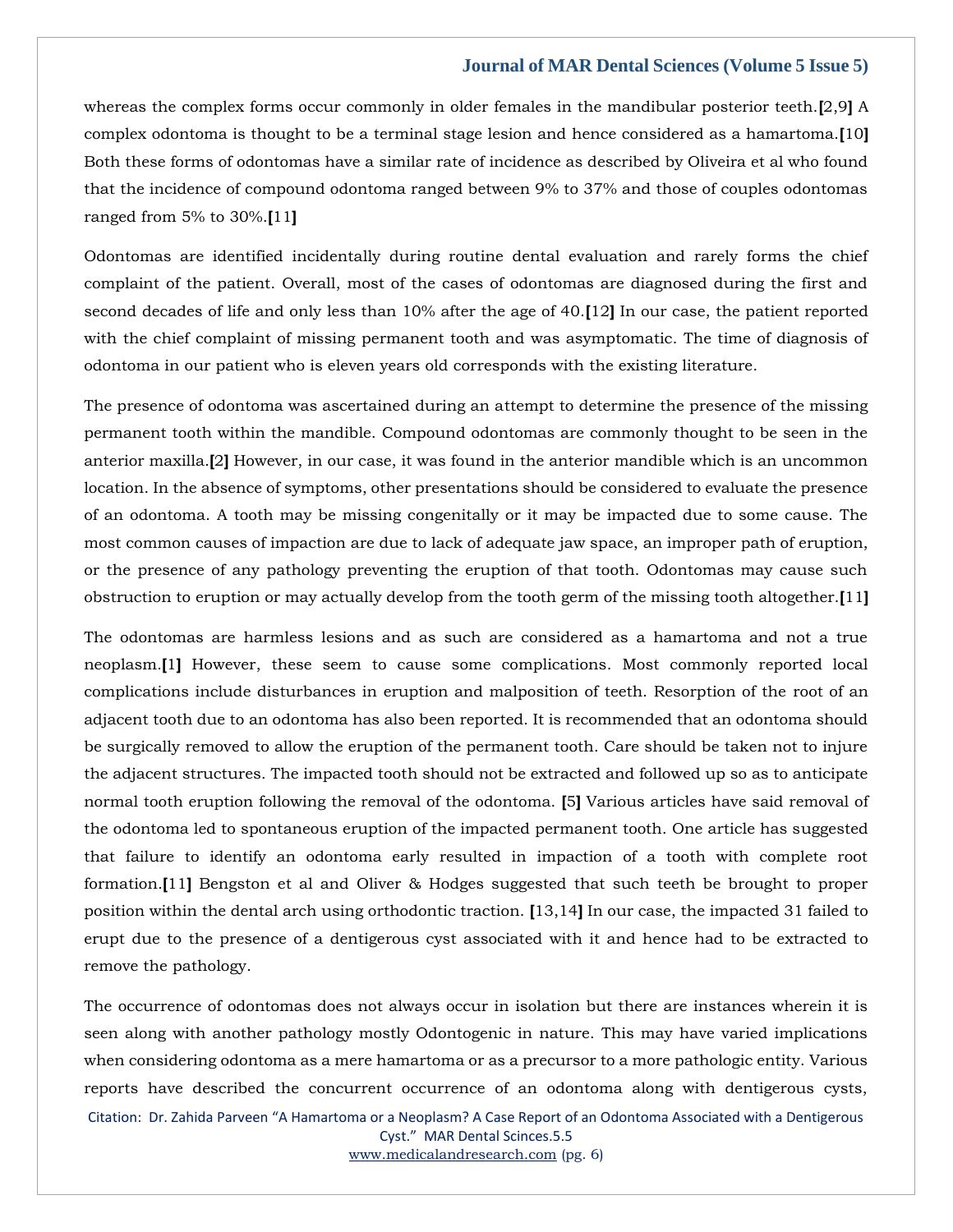whereas the complex forms occur commonly in older females in the mandibular posterior teeth.[2,9] A complex odontoma is thought to be a terminal stage lesion and hence considered as a hamartoma.[10] Both these forms of odontomas have a similar rate of incidence as described by Oliveira et al who found that the incidence of compound odontoma ranged between 9% to 37% and those of couples odontomas ranged from 5% to 30%.[11]

Odontomas are identified incidentally during routine dental evaluation and rarely forms the chief complaint of the patient. Overall, most of the cases of odontomas are diagnosed during the first and second decades of life and only less than 10% after the age of 40.[12] In our case, the patient reported with the chief complaint of missing permanent tooth and was asymptomatic. The time of diagnosis of odontoma in our patient who is eleven years old corresponds with the existing literature.

The presence of odontoma was ascertained during an attempt to determine the presence of the missing permanent tooth within the mandible. Compound odontomas are commonly thought to be seen in the anterior maxilla.[2] However, in our case, it was found in the anterior mandible which is an uncommon location. In the absence of symptoms, other presentations should be considered to evaluate the presence of an odontoma. A tooth may be missing congenitally or it may be impacted due to some cause. The most common causes of impaction are due to lack of adequate jaw space, an improper path of eruption, or the presence of any pathology preventing the eruption of that tooth. Odontomas may cause such obstruction to eruption or may actually develop from the tooth germ of the missing tooth altogether.[11]

The odontomas are harmless lesions and as such are considered as a hamartoma and not a true neoplasm.[1] However, these seem to cause some complications. Most commonly reported local complications include disturbances in eruption and malposition of teeth. Resorption of the root of an adjacent tooth due to an odontoma has also been reported. It is recommended that an odontoma should be surgically removed to allow the eruption of the permanent tooth. Care should be taken not to injure the adjacent structures. The impacted tooth should not be extracted and followed up so as to anticipate normal tooth eruption following the removal of the odontoma. [5] Various articles have said removal of the odontoma led to spontaneous eruption of the impacted permanent tooth. One article has suggested that failure to identify an odontoma early resulted in impaction of a tooth with complete root formation.[11] Bengston et al and Oliver & Hodges suggested that such teeth be brought to proper position within the dental arch using orthodontic traction. [13,14] In our case, the impacted 31 failed to erupt due to the presence of a dentigerous cyst associated with it and hence had to be extracted to remove the pathology.

The occurrence of odontomas does not always occur in isolation but there are instances wherein it is seen along with another pathology mostly Odontogenic in nature. This may have varied implications when considering odontoma as a mere hamartoma or as a precursor to a more pathologic entity. Various reports have described the concurrent occurrence of an odontoma along with dentigerous cysts,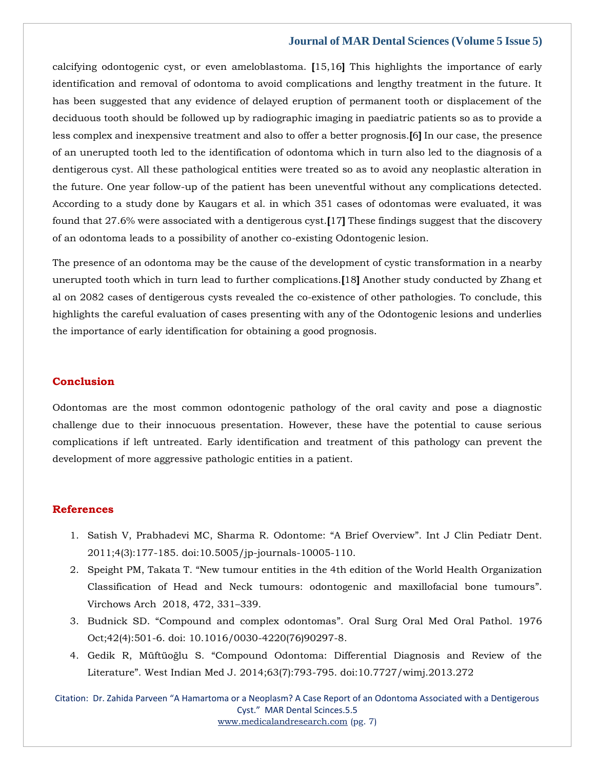calcifying odontogenic cyst, or even ameloblastoma. [15,16] This highlights the importance of early identification and removal of odontoma to avoid complications and lengthy treatment in the future. It has been suggested that any evidence of delayed eruption of permanent tooth or displacement of the deciduous tooth should be followed up by radiographic imaging in paediatric patients so as to provide a less complex and inexpensive treatment and also to offer a better prognosis.[6] In our case, the presence of an unerupted tooth led to the identification of odontoma which in turn also led to the diagnosis of a dentigerous cyst. All these pathological entities were treated so as to avoid any neoplastic alteration in the future. One year follow-up of the patient has been uneventful without any complications detected. According to a study done by Kaugars et al. in which 351 cases of odontomas were evaluated, it was found that 27.6% were associated with a dentigerous cyst.[17] These findings suggest that the discovery of an odontoma leads to a possibility of another co-existing Odontogenic lesion.

The presence of an odontoma may be the cause of the development of cystic transformation in a nearby unerupted tooth which in turn lead to further complications.[18] Another study conducted by Zhang et al on 2082 cases of dentigerous cysts revealed the co-existence of other pathologies. To conclude, this highlights the careful evaluation of cases presenting with any of the Odontogenic lesions and underlies the importance of early identification for obtaining a good prognosis.

## Conclusion

Odontomas are the most common odontogenic pathology of the oral cavity and pose a diagnostic challenge due to their innocuous presentation. However, these have the potential to cause serious complications if left untreated. Early identification and treatment of this pathology can prevent the development of more aggressive pathologic entities in a patient.

## References

1. Satish V, Prabhadevi MC, Sharma R. Odontome: "A Brief Overview". Int J Clin Pediatr Dent. 2011;4(3):177-185. doi:10.5005/jp-journals-10005-110.
2. Speight PM, Takata T. "New tumour entities in the 4th edition of the World Health Organization Classification of Head and Neck tumours: odontogenic and maxillofacial bone tumours". Virchows Arch 2018, 472, 331–339.
3. Budnick SD. "Compound and complex odontomas". Oral Surg Oral Med Oral Pathol. 1976 Oct;42(4):501-6. doi: 10.1016/0030-4220(76)90297-8.
4. Gedik R, Müftüoğlu S. "Compound Odontoma: Differential Diagnosis and Review of the Literature". West Indian Med J. 2014;63(7):793-795. doi:10.7727/wimj.2013.272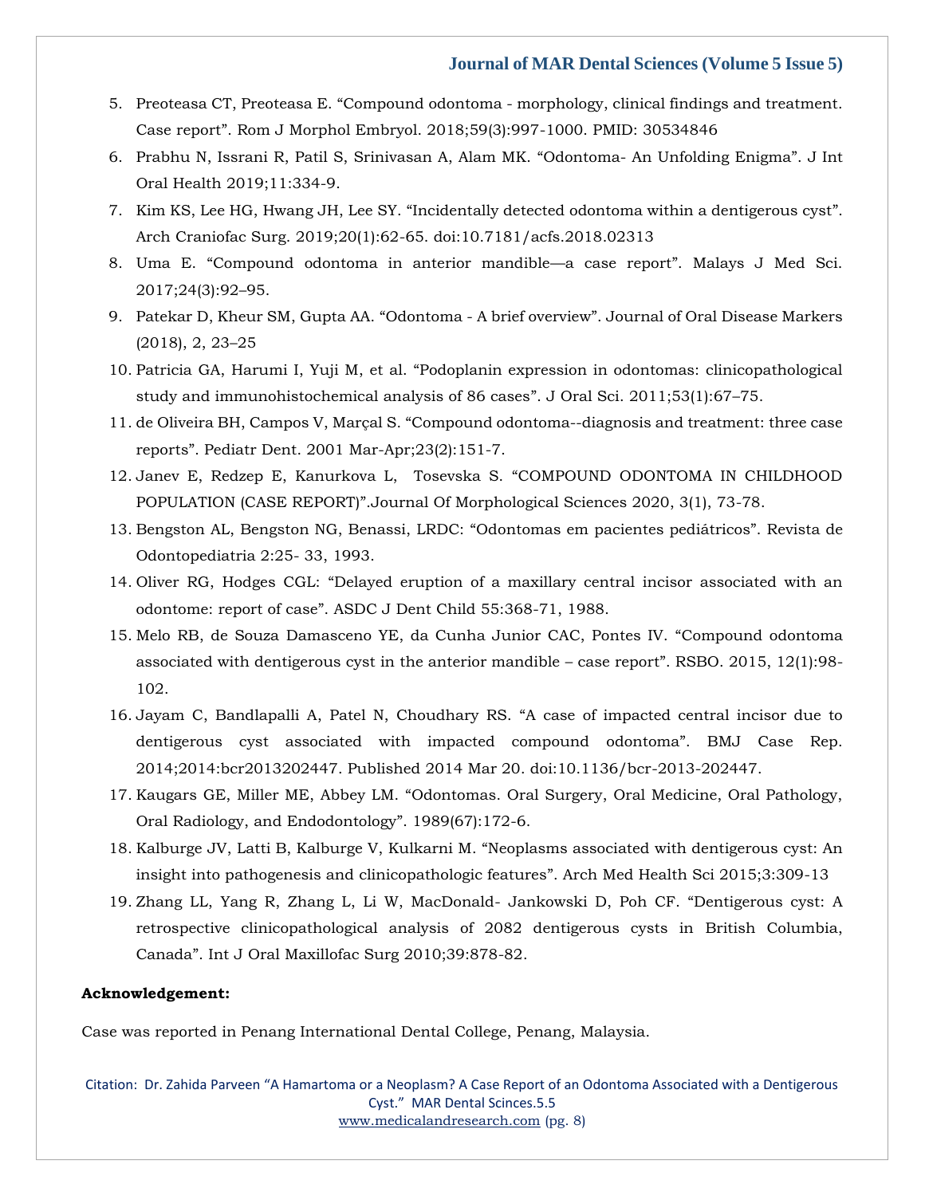5. Preoteasa CT, Preoteasa E. "Compound odontoma - morphology, clinical findings and treatment. Case report". Rom J Morphol Embryol. 2018;59(3):997-1000. PMID: 30534846
6. Prabhu N, Issrani R, Patil S, Srinivasan A, Alam MK. "Odontoma- An Unfolding Enigma". J Int Oral Health 2019;11:334-9.
7. Kim KS, Lee HG, Hwang JH, Lee SY. "Incidentally detected odontoma within a dentigerous cyst". Arch Craniofac Surg. 2019;20(1):62-65. doi:10.7181/acfs.2018.02313
8. Uma E. "Compound odontoma in anterior mandible—a case report". Malays J Med Sci. 2017;24(3):92–95.
9. Patekar D, Kheur SM, Gupta AA. "Odontoma - A brief overview". Journal of Oral Disease Markers (2018), 2, 23–25
10. Patricia GA, Harumi I, Yuji M, et al. "Podoplanin expression in odontomas: clinicopathological study and immunohistochemical analysis of 86 cases". J Oral Sci. 2011;53(1):67–75.
11. de Oliveira BH, Campos V, Marçal S. "Compound odontoma--diagnosis and treatment: three case reports". Pediatr Dent. 2001 Mar-Apr;23(2):151-7.
12. Janev E, Redzep E, Kanurkova L, Tosevska S. "COMPOUND ODONTOMA IN CHILDHOOD POPULATION (CASE REPORT)".Journal Of Morphological Sciences 2020, 3(1), 73-78.
13. Bengston AL, Bengston NG, Benassi, LRDC: "Odontomas em pacientes pediátricos". Revista de Odontopediatria 2:25- 33, 1993.
14. Oliver RG, Hodges CGL: "Delayed eruption of a maxillary central incisor associated with an odontome: report of case". ASDC J Dent Child 55:368-71, 1988.
15. Melo RB, de Souza Damasceno YE, da Cunha Junior CAC, Pontes IV. "Compound odontoma associated with dentigerous cyst in the anterior mandible – case report". RSBO. 2015, 12(1):98-102.
16. Jayam C, Bandlapalli A, Patel N, Choudhary RS. "A case of impacted central incisor due to dentigerous cyst associated with impacted compound odontoma". BMJ Case Rep. 2014;2014:bcr2013202447. Published 2014 Mar 20. doi:10.1136/bcr-2013-202447.
17. Kaugars GE, Miller ME, Abbey LM. "Odontomas. Oral Surgery, Oral Medicine, Oral Pathology, Oral Radiology, and Endodontology". 1989(67):172-6.
18. Kalburge JV, Latti B, Kalburge V, Kulkarni M. "Neoplasms associated with dentigerous cyst: An insight into pathogenesis and clinicopathologic features". Arch Med Health Sci 2015;3:309-13
19. Zhang LL, Yang R, Zhang L, Li W, MacDonald- Jankowski D, Poh CF. "Dentigerous cyst: A retrospective clinicopathological analysis of 2082 dentigerous cysts in British Columbia, Canada". Int J Oral Maxillofac Surg 2010;39:878-82.

**Acknowledgement:**

Case was reported in Penang International Dental College, Penang, Malaysia.